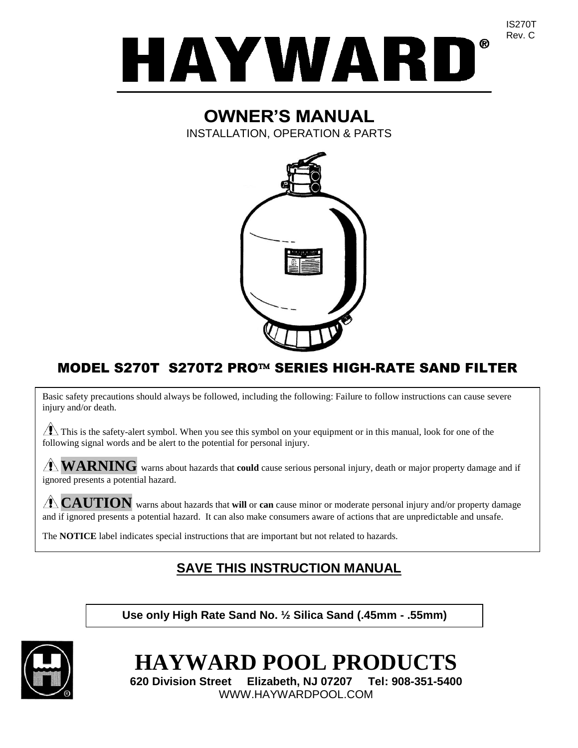IS270T
Rev. C

# HAYWARD®

## OWNER'S MANUAL

INSTALLATION, OPERATION & PARTS

## MODEL S270T S270T2 PRO™ SERIES HIGH-RATE SAND FILTER

Basic safety precautions should always be followed, including the following: Failure to follow instructions can cause severe injury and/or death.

⚠ This is the safety-alert symbol. When you see this symbol on your equipment or in this manual, look for one of the following signal words and be alert to the potential for personal injury.

⚠ **WARNING** warns about hazards that **could** cause serious personal injury, death or major property damage and if ignored presents a potential hazard.

⚠ **CAUTION** warns about hazards that **will** or **can** cause minor or moderate personal injury and/or property damage and if ignored presents a potential hazard. It can also make consumers aware of actions that are unpredictable and unsafe.

The **NOTICE** label indicates special instructions that are important but not related to hazards.

## SAVE THIS INSTRUCTION MANUAL

**Use only High Rate Sand No. ½ Silica Sand (.45mm - .55mm)**

# HAYWARD POOL PRODUCTS

**620 Division Street Elizabeth, NJ 07207 Tel: 908-351-5400**

WWW.HAYWARDPOOL.COM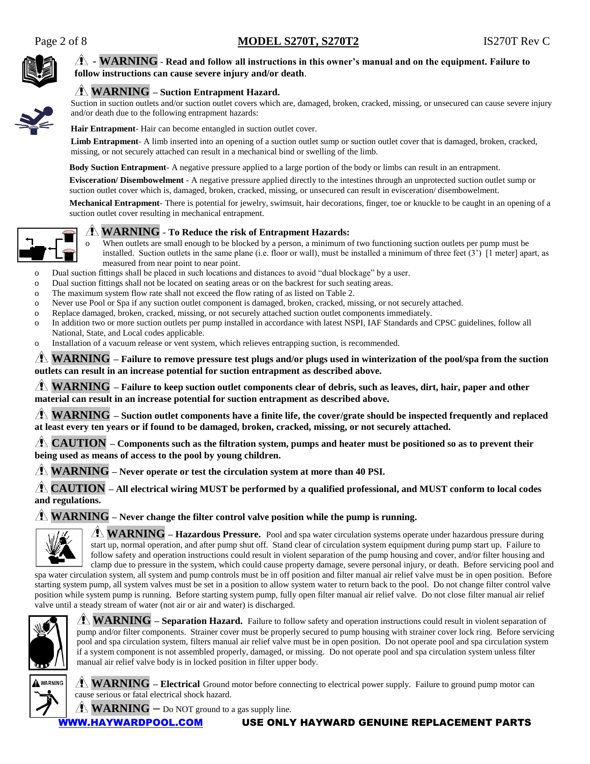⚠ - **WARNING** - **Read and follow all instructions in this owner's manual and on the equipment. Failure to follow instructions can cause severe injury and/or death**.

⚠ **WARNING – Suction Entrapment Hazard.**

Suction in suction outlets and/or suction outlet covers which are, damaged, broken, cracked, missing, or unsecured can cause severe injury and/or death due to the following entrapment hazards:

**Hair Entrapment**- Hair can become entangled in suction outlet cover.

**Limb Entrapment**- A limb inserted into an opening of a suction outlet sump or suction outlet cover that is damaged, broken, cracked, missing, or not securely attached can result in a mechanical bind or swelling of the limb.

**Body Suction Entrapment**- A negative pressure applied to a large portion of the body or limbs can result in an entrapment.

**Evisceration/ Disembowelment** - A negative pressure applied directly to the intestines through an unprotected suction outlet sump or suction outlet cover which is, damaged, broken, cracked, missing, or unsecured can result in evisceration/ disembowelment.

**Mechanical Entrapment**- There is potential for jewelry, swimsuit, hair decorations, finger, toe or knuckle to be caught in an opening of a suction outlet cover resulting in mechanical entrapment.

⚠ **WARNING** - **To Reduce the risk of Entrapment Hazards:**

- When outlets are small enough to be blocked by a person, a minimum of two functioning suction outlets per pump must be installed. Suction outlets in the same plane (i.e. floor or wall), must be installed a minimum of three feet (3') [1 meter] apart, as measured from near point to near point.
- Dual suction fittings shall be placed in such locations and distances to avoid "dual blockage" by a user.
- Dual suction fittings shall not be located on seating areas or on the backrest for such seating areas.
- The maximum system flow rate shall not exceed the flow rating of as listed on Table 2.
- Never use Pool or Spa if any suction outlet component is damaged, broken, cracked, missing, or not securely attached.
- Replace damaged, broken, cracked, missing, or not securely attached suction outlet components immediately.
- In addition two or more suction outlets per pump installed in accordance with latest NSPI, IAF Standards and CPSC guidelines, follow all National, State, and Local codes applicable.
- Installation of a vacuum release or vent system, which relieves entrapping suction, is recommended.

⚠ **WARNING – Failure to remove pressure test plugs and/or plugs used in winterization of the pool/spa from the suction outlets can result in an increase potential for suction entrapment as described above.**

⚠ **WARNING – Failure to keep suction outlet components clear of debris, such as leaves, dirt, hair, paper and other material can result in an increase potential for suction entrapment as described above.**

⚠ **WARNING – Suction outlet components have a finite life, the cover/grate should be inspected frequently and replaced at least every ten years or if found to be damaged, broken, cracked, missing, or not securely attached.**

⚠ **CAUTION – Components such as the filtration system, pumps and heater must be positioned so as to prevent their being used as means of access to the pool by young children.**

⚠ **WARNING – Never operate or test the circulation system at more than 40 PSI.**

⚠ **CAUTION – All electrical wiring MUST be performed by a qualified professional, and MUST conform to local codes and regulations.**

⚠ **WARNING – Never change the filter control valve position while the pump is running.**

⚠ **WARNING – Hazardous Pressure.** Pool and spa water circulation systems operate under hazardous pressure during start up, normal operation, and after pump shut off. Stand clear of circulation system equipment during pump start up. Failure to follow safety and operation instructions could result in violent separation of the pump housing and cover, and/or filter housing and clamp due to pressure in the system, which could cause property damage, severe personal injury, or death. Before servicing pool and spa water circulation system, all system and pump controls must be in off position and filter manual air relief valve must be in open position. Before starting system pump, all system valves must be set in a position to allow system water to return back to the pool. Do not change filter control valve position while system pump is running. Before starting system pump, fully open filter manual air relief valve. Do not close filter manual air relief valve until a steady stream of water (not air or air and water) is discharged.

⚠ **WARNING – Separation Hazard.** Failure to follow safety and operation instructions could result in violent separation of pump and/or filter components. Strainer cover must be properly secured to pump housing with strainer cover lock ring. Before servicing pool and spa circulation system, filters manual air relief valve must be in open position. Do not operate pool and spa circulation system if a system component is not assembled properly, damaged, or missing. Do not operate pool and spa circulation system unless filter manual air relief valve body is in locked position in filter upper body.

⚠ **WARNING – Electrical** Ground motor before connecting to electrical power supply. Failure to ground pump motor can cause serious or fatal electrical shock hazard.

⚠ **WARNING** – Do NOT ground to a gas supply line.

WWW.HAYWARDPOOL.COM **USE ONLY HAYWARD GENUINE REPLACEMENT PARTS**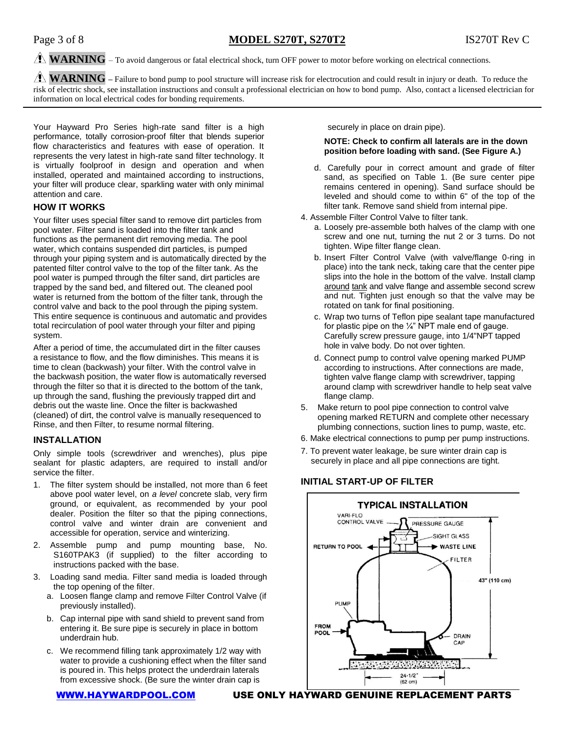**⚠ WARNING** – To avoid dangerous or fatal electrical shock, turn OFF power to motor before working on electrical connections.

**⚠ WARNING** – Failure to bond pump to pool structure will increase risk for electrocution and could result in injury or death. To reduce the risk of electric shock, see installation instructions and consult a professional electrician on how to bond pump. Also, contact a licensed electrician for information on local electrical codes for bonding requirements.

Your Hayward Pro Series high-rate sand filter is a high performance, totally corrosion-proof filter that blends superior flow characteristics and features with ease of operation. It represents the very latest in high-rate sand filter technology. It is virtually foolproof in design and operation and when installed, operated and maintained according to instructions, your filter will produce clear, sparkling water with only minimal attention and care.

### HOW IT WORKS

Your filter uses special filter sand to remove dirt particles from pool water. Filter sand is loaded into the filter tank and functions as the permanent dirt removing media. The pool water, which contains suspended dirt particles, is pumped through your piping system and is automatically directed by the patented filter control valve to the top of the filter tank. As the pool water is pumped through the filter sand, dirt particles are trapped by the sand bed, and filtered out. The cleaned pool water is returned from the bottom of the filter tank, through the control valve and back to the pool through the piping system. This entire sequence is continuous and automatic and provides total recirculation of pool water through your filter and piping system.

After a period of time, the accumulated dirt in the filter causes a resistance to flow, and the flow diminishes. This means it is time to clean (backwash) your filter. With the control valve in the backwash position, the water flow is automatically reversed through the filter so that it is directed to the bottom of the tank, up through the sand, flushing the previously trapped dirt and debris out the waste line. Once the filter is backwashed (cleaned) of dirt, the control valve is manually resequenced to Rinse, and then Filter, to resume normal filtering.

### INSTALLATION

Only simple tools (screwdriver and wrenches), plus pipe sealant for plastic adapters, are required to install and/or service the filter.

1. The filter system should be installed, not more than 6 feet above pool water level, on *a level* concrete slab, very firm ground, or equivalent, as recommended by your pool dealer. Position the filter so that the piping connections, control valve and winter drain are convenient and accessible for operation, service and winterizing.
2. Assemble pump and pump mounting base, No. S160TPAK3 (if supplied) to the filter according to instructions packed with the base.
3. Loading sand media. Filter sand media is loaded through the top opening of the filter.
   a. Loosen flange clamp and remove Filter Control Valve (if previously installed).
   b. Cap internal pipe with sand shield to prevent sand from entering it. Be sure pipe is securely in place in bottom underdrain hub.
   c. We recommend filling tank approximately 1/2 way with water to provide a cushioning effect when the filter sand is poured in. This helps protect the underdrain laterals from excessive shock. (Be sure the winter drain cap is securely in place on drain pipe).

   **NOTE: Check to confirm all laterals are in the down position before loading with sand. (See Figure A.)**

   d. Carefully pour in correct amount and grade of filter sand, as specified on Table 1. (Be sure center pipe remains centered in opening). Sand surface should be leveled and should come to within 6" of the top of the filter tank. Remove sand shield from internal pipe.
4. Assemble Filter Control Valve to filter tank.
   a. Loosely pre-assemble both halves of the clamp with one screw and one nut, turning the nut 2 or 3 turns. Do not tighten. Wipe filter flange clean.
   b. Insert Filter Control Valve (with valve/flange 0-ring in place) into the tank neck, taking care that the center pipe slips into the hole in the bottom of the valve. Install clamp around tank and valve flange and assemble second screw and nut. Tighten just enough so that the valve may be rotated on tank for final positioning.
   c. Wrap two turns of Teflon pipe sealant tape manufactured for plastic pipe on the ¼" NPT male end of gauge. Carefully screw pressure gauge, into 1/4"NPT tapped hole in valve body. Do not over tighten.
   d. Connect pump to control valve opening marked PUMP according to instructions. After connections are made, tighten valve flange clamp with screwdriver, tapping around clamp with screwdriver handle to help seat valve flange clamp.
5. Make return to pool pipe connection to control valve opening marked RETURN and complete other necessary plumbing connections, suction lines to pump, waste, etc.
6. Make electrical connections to pump per pump instructions.
7. To prevent water leakage, be sure winter drain cap is securely in place and all pipe connections are tight.

### INITIAL START-UP OF FILTER

**TYPICAL INSTALLATION**

VARI-FLO CONTROL VALVE, PRESSURE GAUGE, SIGHT GLASS, RETURN TO POOL, WASTE LINE, FILTER, 43" (110 cm), PUMP, FROM POOL, DRAIN CAP, 24-1/2" (62 cm)

**WWW.HAYWARDPOOL.COM** **USE ONLY HAYWARD GENUINE REPLACEMENT PARTS**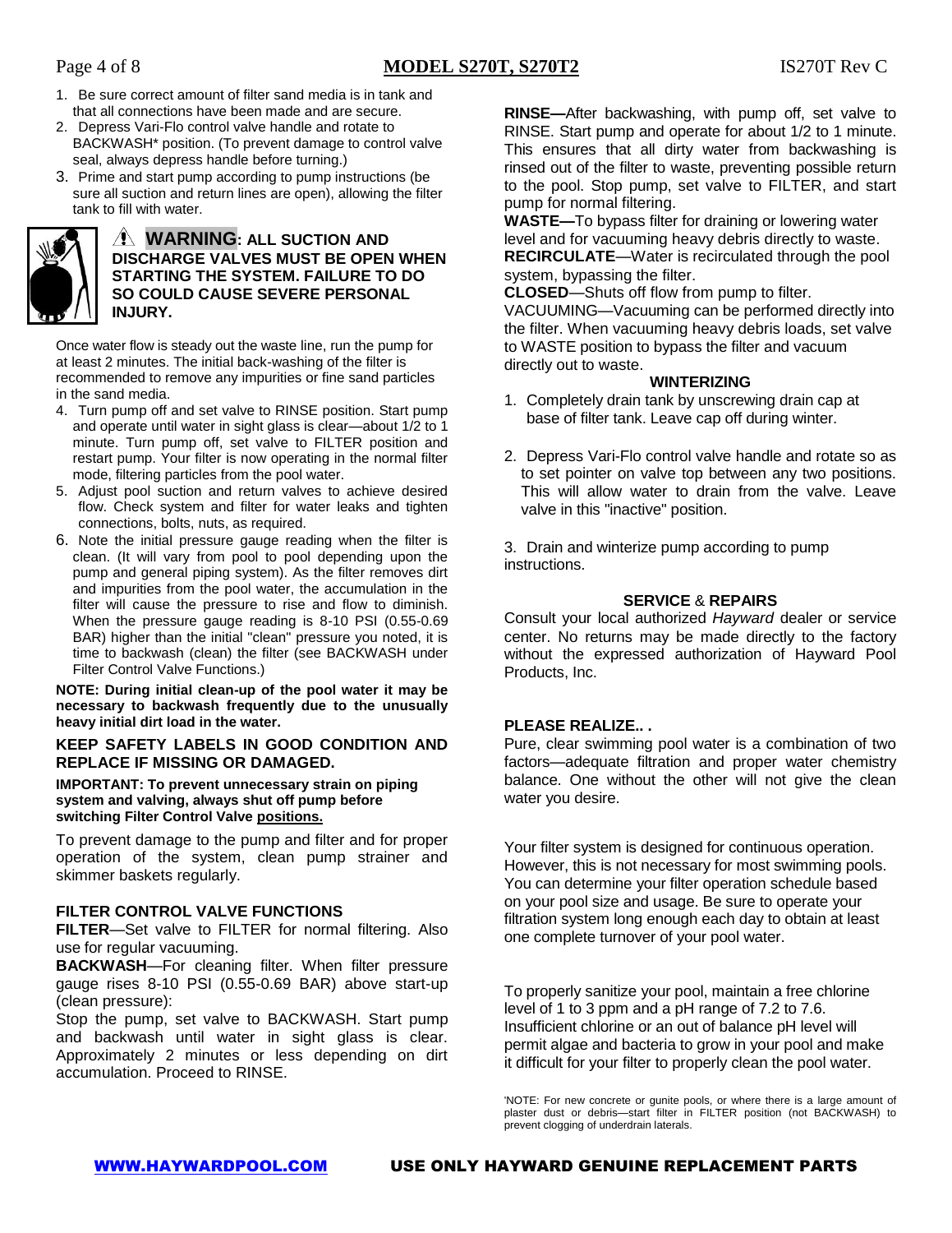1. Be sure correct amount of filter sand media is in tank and that all connections have been made and are secure.
2. Depress Vari-Flo control valve handle and rotate to BACKWASH* position. (To prevent damage to control valve seal, always depress handle before turning.)
3. Prime and start pump according to pump instructions (be sure all suction and return lines are open), allowing the filter tank to fill with water.

⚠ **WARNING: ALL SUCTION AND DISCHARGE VALVES MUST BE OPEN WHEN STARTING THE SYSTEM. FAILURE TO DO SO COULD CAUSE SEVERE PERSONAL INJURY.**

Once water flow is steady out the waste line, run the pump for at least 2 minutes. The initial back-washing of the filter is recommended to remove any impurities or fine sand particles in the sand media.

4. Turn pump off and set valve to RINSE position. Start pump and operate until water in sight glass is clear—about 1/2 to 1 minute. Turn pump off, set valve to FILTER position and restart pump. Your filter is now operating in the normal filter mode, filtering particles from the pool water.
5. Adjust pool suction and return valves to achieve desired flow. Check system and filter for water leaks and tighten connections, bolts, nuts, as required.
6. Note the initial pressure gauge reading when the filter is clean. (It will vary from pool to pool depending upon the pump and general piping system). As the filter removes dirt and impurities from the pool water, the accumulation in the filter will cause the pressure to rise and flow to diminish. When the pressure gauge reading is 8-10 PSI (0.55-0.69 BAR) higher than the initial "clean" pressure you noted, it is time to backwash (clean) the filter (see BACKWASH under Filter Control Valve Functions.)

**NOTE: During initial clean-up of the pool water it may be necessary to backwash frequently due to the unusually heavy initial dirt load in the water.**

**KEEP SAFETY LABELS IN GOOD CONDITION AND REPLACE IF MISSING OR DAMAGED.**

**IMPORTANT: To prevent unnecessary strain on piping system and valving, always shut off pump before switching Filter Control Valve positions.**

To prevent damage to the pump and filter and for proper operation of the system, clean pump strainer and skimmer baskets regularly.

## FILTER CONTROL VALVE FUNCTIONS

**FILTER**—Set valve to FILTER for normal filtering. Also use for regular vacuuming.

**BACKWASH**—For cleaning filter. When filter pressure gauge rises 8-10 PSI (0.55-0.69 BAR) above start-up (clean pressure):

Stop the pump, set valve to BACKWASH. Start pump and backwash until water in sight glass is clear. Approximately 2 minutes or less depending on dirt accumulation. Proceed to RINSE.

**RINSE—**After backwashing, with pump off, set valve to RINSE. Start pump and operate for about 1/2 to 1 minute. This ensures that all dirty water from backwashing is rinsed out of the filter to waste, preventing possible return to the pool. Stop pump, set valve to FILTER, and start pump for normal filtering.

**WASTE—**To bypass filter for draining or lowering water level and for vacuuming heavy debris directly to waste.

**RECIRCULATE**—Water is recirculated through the pool system, bypassing the filter.

**CLOSED**—Shuts off flow from pump to filter.

VACUUMING—Vacuuming can be performed directly into the filter. When vacuuming heavy debris loads, set valve to WASTE position to bypass the filter and vacuum directly out to waste.

## WINTERIZING

1. Completely drain tank by unscrewing drain cap at base of filter tank. Leave cap off during winter.
2. Depress Vari-Flo control valve handle and rotate so as to set pointer on valve top between any two positions. This will allow water to drain from the valve. Leave valve in this "inactive" position.
3. Drain and winterize pump according to pump instructions.

## SERVICE & REPAIRS

Consult your local authorized *Hayward* dealer or service center. No returns may be made directly to the factory without the expressed authorization of Hayward Pool Products, Inc.

## PLEASE REALIZE.. .

Pure, clear swimming pool water is a combination of two factors—adequate filtration and proper water chemistry balance. One without the other will not give the clean water you desire.

Your filter system is designed for continuous operation. However, this is not necessary for most swimming pools. You can determine your filter operation schedule based on your pool size and usage. Be sure to operate your filtration system long enough each day to obtain at least one complete turnover of your pool water.

To properly sanitize your pool, maintain a free chlorine level of 1 to 3 ppm and a pH range of 7.2 to 7.6. Insufficient chlorine or an out of balance pH level will permit algae and bacteria to grow in your pool and make it difficult for your filter to properly clean the pool water.

*NOTE: For new concrete or gunite pools, or where there is a large amount of plaster dust or debris—start filter in FILTER position (not BACKWASH) to prevent clogging of underdrain laterals.

WWW.HAYWARDPOOL.COM **USE ONLY HAYWARD GENUINE REPLACEMENT PARTS**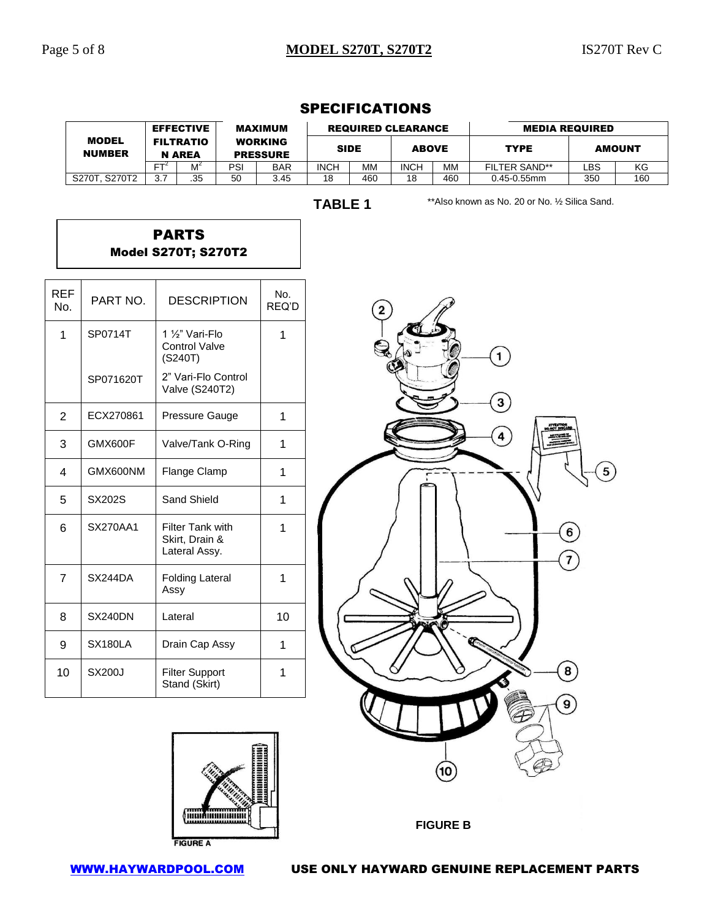## SPECIFICATIONS

| MODEL NUMBER | EFFECTIVE FILTRATION AREA | | MAXIMUM WORKING PRESSURE | | REQUIRED CLEARANCE | | | | MEDIA REQUIRED | | |
|---|---|---|---|---|---|---|---|---|---|---|---|
| | | | | | SIDE | | ABOVE | | TYPE | AMOUNT | |
| | $FT^2$ | $M^2$ | PSI | BAR | INCH | MM | INCH | MM | FILTER SAND** | LBS | KG |
| S270T, S270T2 | 3.7 | .35 | 50 | 3.45 | 18 | 460 | 18 | 460 | 0.45-0.55mm | 350 | 160 |

**TABLE 1**

**Also known as No. 20 or No. ½ Silica Sand.

## PARTS
**Model S270T; S270T2**

| REF No. | PART NO. | DESCRIPTION | No. REQ'D |
|---|---|---|---|
| 1 | SP0714T | 1 ½" Vari-Flo Control Valve (S240T) | 1 |
| | SP071620T | 2" Vari-Flo Control Valve (S240T2) | |
| 2 | ECX270861 | Pressure Gauge | 1 |
| 3 | GMX600F | Valve/Tank O-Ring | 1 |
| 4 | GMX600NM | Flange Clamp | 1 |
| 5 | SX202S | Sand Shield | 1 |
| 6 | SX270AA1 | Filter Tank with Skirt, Drain & Lateral Assy. | 1 |
| 7 | SX244DA | Folding Lateral Assy | 1 |
| 8 | SX240DN | Lateral | 10 |
| 9 | SX180LA | Drain Cap Assy | 1 |
| 10 | SX200J | Filter Support Stand (Skirt) | 1 |

FIGURE A

FIGURE B

WWW.HAYWARDPOOL.COM

**USE ONLY HAYWARD GENUINE REPLACEMENT PARTS**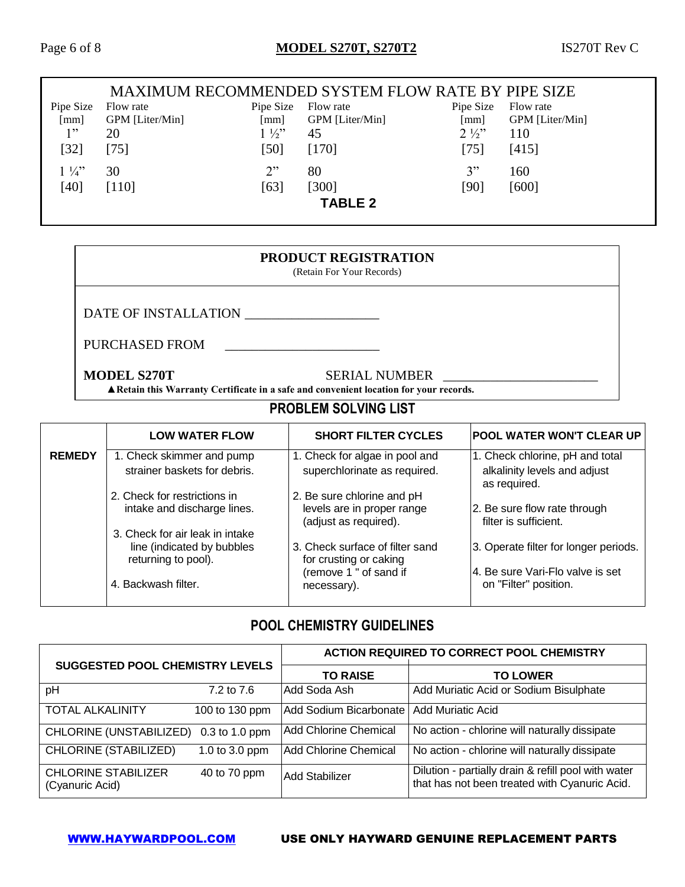## MAXIMUM RECOMMENDED SYSTEM FLOW RATE BY PIPE SIZE

| Pipe Size [mm] | Flow rate GPM [Liter/Min] | Pipe Size [mm] | Flow rate GPM [Liter/Min] | Pipe Size [mm] | Flow rate GPM [Liter/Min] |
|---|---|---|---|---|---|
| 1" [32] | 20 [75] | 1 ½" [50] | 45 [170] | 2 ½" [75] | 110 [415] |
| 1 ¼" [40] | 30 [110] | 2" [63] | 80 [300] | 3" [90] | 160 [600] |

**TABLE 2**

## PRODUCT REGISTRATION

(Retain For Your Records)

DATE OF INSTALLATION ___________________

PURCHASED FROM ______________________

**MODEL S270T** SERIAL NUMBER ______________________

▲**Retain this Warranty Certificate in a safe and convenient location for your records.**

## PROBLEM SOLVING LIST

| | LOW WATER FLOW | SHORT FILTER CYCLES | POOL WATER WON'T CLEAR UP |
|---|---|---|---|
| **REMEDY** | 1. Check skimmer and pump strainer baskets for debris.<br>2. Check for restrictions in intake and discharge lines.<br>3. Check for air leak in intake line (indicated by bubbles returning to pool).<br>4. Backwash filter. | 1. Check for algae in pool and superchlorinate as required.<br>2. Be sure chlorine and pH levels are in proper range (adjust as required).<br>3. Check surface of filter sand for crusting or caking (remove 1 " of sand if necessary). | 1. Check chlorine, pH and total alkalinity levels and adjust as required.<br>2. Be sure flow rate through filter is sufficient.<br>3. Operate filter for longer periods.<br>4. Be sure Vari-Flo valve is set on "Filter" position. |

## POOL CHEMISTRY GUIDELINES

| SUGGESTED POOL CHEMISTRY LEVELS | | ACTION REQUIRED TO CORRECT POOL CHEMISTRY | |
|---|---|---|---|
| | | **TO RAISE** | **TO LOWER** |
| pH | 7.2 to 7.6 | Add Soda Ash | Add Muriatic Acid or Sodium Bisulphate |
| TOTAL ALKALINITY | 100 to 130 ppm | Add Sodium Bicarbonate | Add Muriatic Acid |
| CHLORINE (UNSTABILIZED) | 0.3 to 1.0 ppm | Add Chlorine Chemical | No action - chlorine will naturally dissipate |
| CHLORINE (STABILIZED) | 1.0 to 3.0 ppm | Add Chlorine Chemical | No action - chlorine will naturally dissipate |
| CHLORINE STABILIZER (Cyanuric Acid) | 40 to 70 ppm | Add Stabilizer | Dilution - partially drain & refill pool with water that has not been treated with Cyanuric Acid. |

**WWW.HAYWARDPOOL.COM** **USE ONLY HAYWARD GENUINE REPLACEMENT PARTS**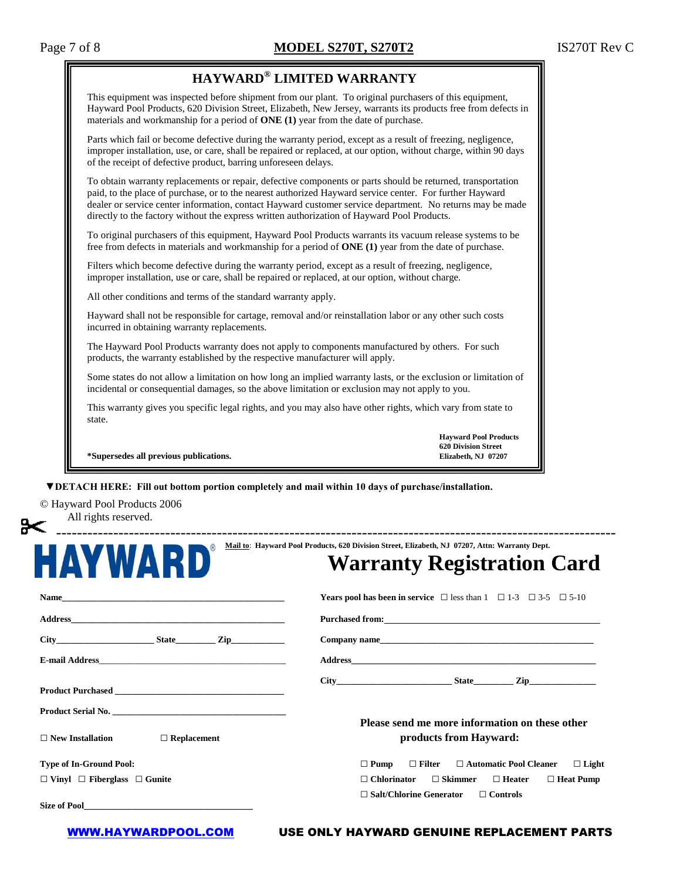## HAYWARD® LIMITED WARRANTY

This equipment was inspected before shipment from our plant. To original purchasers of this equipment, Hayward Pool Products, 620 Division Street, Elizabeth, New Jersey, warrants its products free from defects in materials and workmanship for a period of **ONE (1)** year from the date of purchase.

Parts which fail or become defective during the warranty period, except as a result of freezing, negligence, improper installation, use, or care, shall be repaired or replaced, at our option, without charge, within 90 days of the receipt of defective product, barring unforeseen delays.

To obtain warranty replacements or repair, defective components or parts should be returned, transportation paid, to the place of purchase, or to the nearest authorized Hayward service center. For further Hayward dealer or service center information, contact Hayward customer service department. No returns may be made directly to the factory without the express written authorization of Hayward Pool Products.

To original purchasers of this equipment, Hayward Pool Products warrants its vacuum release systems to be free from defects in materials and workmanship for a period of **ONE (1)** year from the date of purchase.

Filters which become defective during the warranty period, except as a result of freezing, negligence, improper installation, use or care, shall be repaired or replaced, at our option, without charge.

All other conditions and terms of the standard warranty apply.

Hayward shall not be responsible for cartage, removal and/or reinstallation labor or any other such costs incurred in obtaining warranty replacements.

The Hayward Pool Products warranty does not apply to components manufactured by others. For such products, the warranty established by the respective manufacturer will apply.

Some states do not allow a limitation on how long an implied warranty lasts, or the exclusion or limitation of incidental or consequential damages, so the above limitation or exclusion may not apply to you.

This warranty gives you specific legal rights, and you may also have other rights, which vary from state to state.

**\*Supersedes all previous publications.**

**Hayward Pool Products**
**620 Division Street**
**Elizabeth, NJ 07207**

▼**DETACH HERE: Fill out bottom portion completely and mail within 10 days of purchase/installation.**

© Hayward Pool Products 2006
All rights reserved.

---

**HAYWARD®**

**Mail to**: **Hayward Pool Products, 620 Division Street, Elizabeth, NJ 07207, Attn: Warranty Dept.**

# Warranty Registration Card

**Name**\_\_\_\_\_\_\_\_\_\_\_\_\_\_\_\_\_\_\_\_\_\_\_\_\_\_\_\_\_\_\_\_\_\_\_\_\_\_\_\_

**Address**\_\_\_\_\_\_\_\_\_\_\_\_\_\_\_\_\_\_\_\_\_\_\_\_\_\_\_\_\_\_\_\_\_\_\_\_\_\_

**City**\_\_\_\_\_\_\_\_\_\_\_\_\_\_\_\_ **State**\_\_\_\_\_\_\_ **Zip**\_\_\_\_\_\_\_\_\_

**E-mail Address**\_\_\_\_\_\_\_\_\_\_\_\_\_\_\_\_\_\_\_\_\_\_\_\_\_\_\_\_\_\_\_

**Product Purchased** \_\_\_\_\_\_\_\_\_\_\_\_\_\_\_\_\_\_\_\_\_\_\_\_\_\_\_\_\_\_

**Product Serial No.** \_\_\_\_\_\_\_\_\_\_\_\_\_\_\_\_\_\_\_\_\_\_\_\_\_\_\_\_\_

☐ **New Installation** ☐ **Replacement**

**Type of In-Ground Pool:**
☐ **Vinyl** ☐ **Fiberglass** ☐ **Gunite**

**Size of Pool**\_\_\_\_\_\_\_\_\_\_\_\_\_\_\_\_\_\_\_\_\_\_\_\_\_\_\_\_\_\_

**Years pool has been in service** ☐ less than 1 ☐ 1-3 ☐ 3-5 ☐ 5-10

**Purchased from:**\_\_\_\_\_\_\_\_\_\_\_\_\_\_\_\_\_\_\_\_\_\_\_\_\_\_\_\_\_\_\_\_\_\_\_\_

**Company name**\_\_\_\_\_\_\_\_\_\_\_\_\_\_\_\_\_\_\_\_\_\_\_\_\_\_\_\_\_\_\_\_\_\_\_

**Address**\_\_\_\_\_\_\_\_\_\_\_\_\_\_\_\_\_\_\_\_\_\_\_\_\_\_\_\_\_\_\_\_\_\_\_\_\_\_\_\_\_

**City**\_\_\_\_\_\_\_\_\_\_\_\_\_\_\_\_\_\_ **State**\_\_\_\_\_\_\_ **Zip**\_\_\_\_\_\_\_\_\_\_\_

**Please send me more information on these other products from Hayward:**

☐ **Pump** ☐ **Filter** ☐ **Automatic Pool Cleaner** ☐ **Light**
☐ **Chlorinator** ☐ **Skimmer** ☐ **Heater** ☐ **Heat Pump**
☐ **Salt/Chlorine Generator** ☐ **Controls**

**WWW.HAYWARDPOOL.COM** **USE ONLY HAYWARD GENUINE REPLACEMENT PARTS**